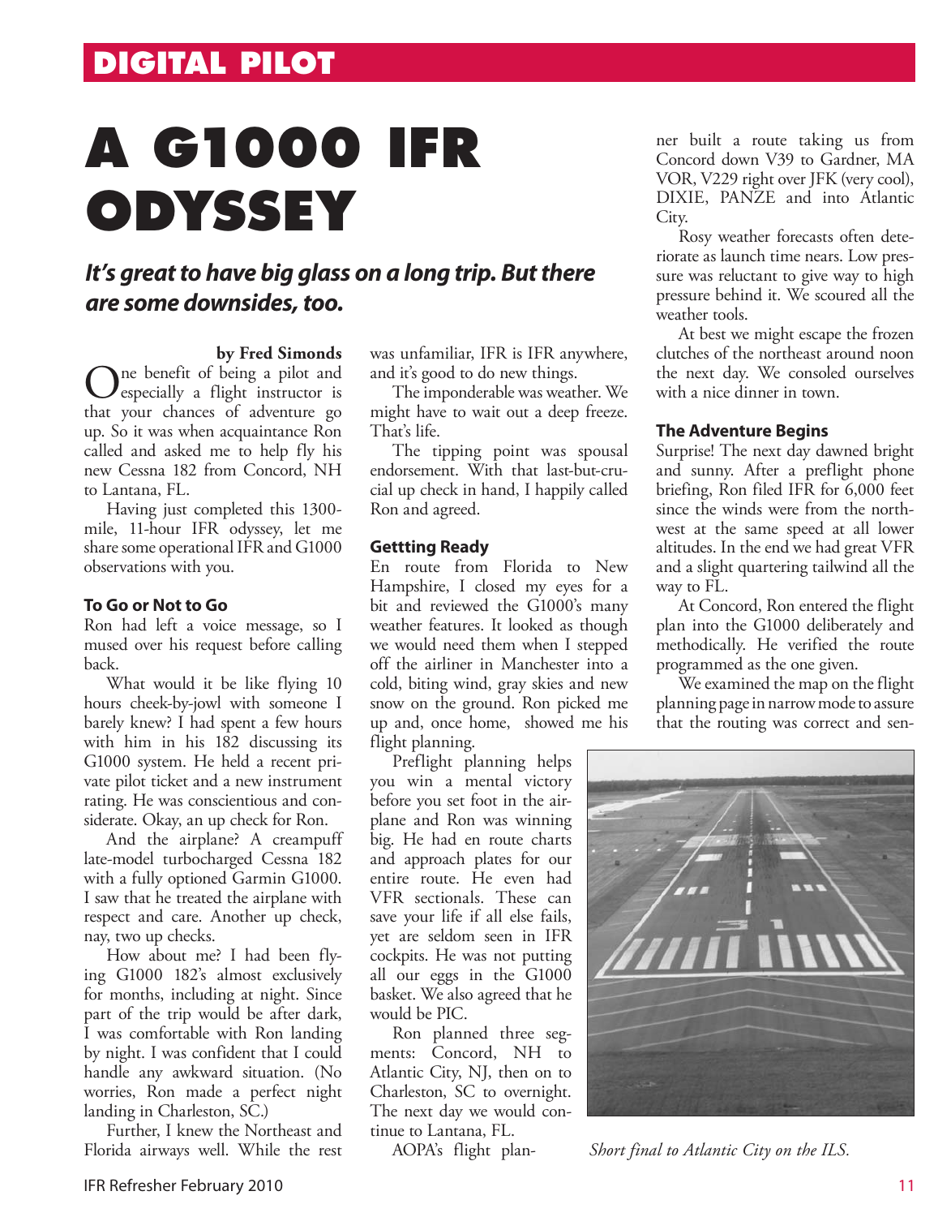# A G1000 IFR ODYSSEY

***It's great to have big glass on a long trip. But there are some downsides, too.***

**by Fred Simonds**

One benefit of being a pilot and especially a flight instructor is that your chances of adventure go up. So it was when acquaintance Ron called and asked me to help fly his new Cessna 182 from Concord, NH to Lantana, FL.

Having just completed this 1300-mile, 11-hour IFR odyssey, let me share some operational IFR and G1000 observations with you.

### To Go or Not to Go

Ron had left a voice message, so I mused over his request before calling back.

What would it be like flying 10 hours cheek-by-jowl with someone I barely knew? I had spent a few hours with him in his 182 discussing its G1000 system. He held a recent private pilot ticket and a new instrument rating. He was conscientious and considerate. Okay, an up check for Ron.

And the airplane? A creampuff late-model turbocharged Cessna 182 with a fully optioned Garmin G1000. I saw that he treated the airplane with respect and care. Another up check, nay, two up checks.

How about me? I had been flying G1000 182's almost exclusively for months, including at night. Since part of the trip would be after dark, I was comfortable with Ron landing by night. I was confident that I could handle any awkward situation. (No worries, Ron made a perfect night landing in Charleston, SC.)

Further, I knew the Northeast and Florida airways well. While the rest was unfamiliar, IFR is IFR anywhere, and it's good to do new things.

The imponderable was weather. We might have to wait out a deep freeze. That's life.

The tipping point was spousal endorsement. With that last-but-crucial up check in hand, I happily called Ron and agreed.

### Gettting Ready

En route from Florida to New Hampshire, I closed my eyes for a bit and reviewed the G1000's many weather features. It looked as though we would need them when I stepped off the airliner in Manchester into a cold, biting wind, gray skies and new snow on the ground. Ron picked me up and, once home, showed me his flight planning.

Preflight planning helps you win a mental victory before you set foot in the airplane and Ron was winning big. He had en route charts and approach plates for our entire route. He even had VFR sectionals. These can save your life if all else fails, yet are seldom seen in IFR cockpits. He was not putting all our eggs in the G1000 basket. We also agreed that he would be PIC.

Ron planned three segments: Concord, NH to Atlantic City, NJ, then on to Charleston, SC to overnight. The next day we would continue to Lantana, FL.

AOPA's flight planner built a route taking us from Concord down V39 to Gardner, MA VOR, V229 right over JFK (very cool), DIXIE, PANZE and into Atlantic City.

Rosy weather forecasts often deteriorate as launch time nears. Low pressure was reluctant to give way to high pressure behind it. We scoured all the weather tools.

At best we might escape the frozen clutches of the northeast around noon the next day. We consoled ourselves with a nice dinner in town.

### The Adventure Begins

Surprise! The next day dawned bright and sunny. After a preflight phone briefing, Ron filed IFR for 6,000 feet since the winds were from the northwest at the same speed at all lower altitudes. In the end we had great VFR and a slight quartering tailwind all the way to FL.

At Concord, Ron entered the flight plan into the G1000 deliberately and methodically. He verified the route programmed as the one given.

We examined the map on the flight planning page in narrow mode to assure that the routing was correct and sen-

*Short final to Atlantic City on the ILS.*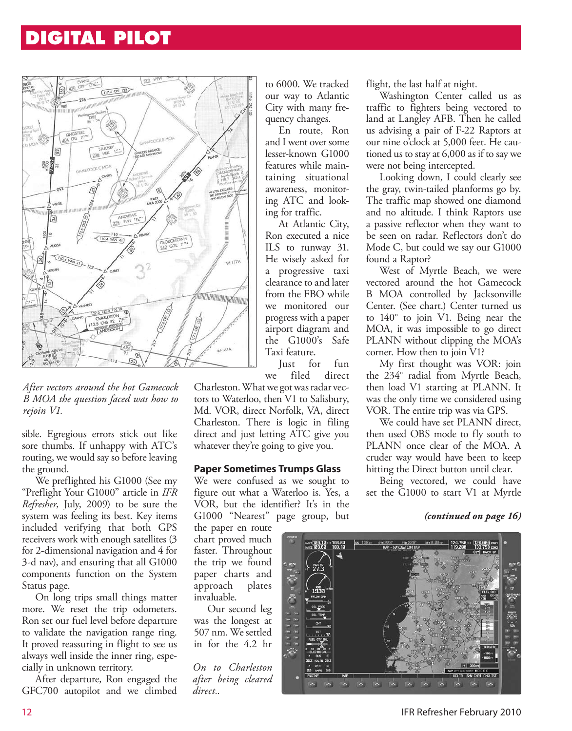*After vectors around the hot Gamecock B MOA the question faced was how to rejoin V1.*

sible. Egregious errors stick out like sore thumbs. If unhappy with ATC's routing, we would say so before leaving the ground.

We preflighted his G1000 (See my "Preflight Your G1000" article in *IFR Refresher*, July, 2009) to be sure the system was feeling its best. Key items included verifying that both GPS receivers work with enough satellites (3 for 2-dimensional navigation and 4 for 3-d nav), and ensuring that all G1000 components function on the System Status page.

On long trips small things matter more. We reset the trip odometers. Ron set our fuel level before departure to validate the navigation range ring. It proved reassuring in flight to see us always well inside the inner ring, especially in unknown territory.

After departure, Ron engaged the GFC700 autopilot and we climbed to 6000. We tracked our way to Atlantic City with many frequency changes.

En route, Ron and I went over some lesser-known G1000 features while maintaining situational awareness, monitoring ATC and looking for traffic.

At Atlantic City, Ron executed a nice ILS to runway 31. He wisely asked for a progressive taxi clearance to and later from the FBO while we monitored our progress with a paper airport diagram and the G1000's Safe Taxi feature.

Just for fun we filed direct Charleston. What we got was radar vectors to Waterloo, then V1 to Salisbury, Md. VOR, direct Norfolk, VA, direct Charleston. There is logic in filing direct and just letting ATC give you whatever they're going to give you.

### Paper Sometimes Trumps Glass

We were confused as we sought to figure out what a Waterloo is. Yes, a VOR, but the identifier? It's in the G1000 "Nearest" page group, but the paper en route chart proved much faster. Throughout the trip we found paper charts and approach plates invaluable.

Our second leg was the longest at 507 nm. We settled in for the 4.2 hr flight, the last half at night.

*On to Charleston after being cleared direct..*

Washington Center called us as traffic to fighters being vectored to land at Langley AFB. Then he called us advising a pair of F-22 Raptors at our nine o'clock at 5,000 feet. He cautioned us to stay at 6,000 as if to say we were not being intercepted.

Looking down, I could clearly see the gray, twin-tailed planforms go by. The traffic map showed one diamond and no altitude. I think Raptors use a passive reflector when they want to be seen on radar. Reflectors don't do Mode C, but could we say our G1000 found a Raptor?

West of Myrtle Beach, we were vectored around the hot Gamecock B MOA controlled by Jacksonville Center. (See chart.) Center turned us to 140° to join V1. Being near the MOA, it was impossible to go direct PLANN without clipping the MOA's corner. How then to join V1?

My first thought was VOR: join the 234° radial from Myrtle Beach, then load V1 starting at PLANN. It was the only time we considered using VOR. The entire trip was via GPS.

We could have set PLANN direct, then used OBS mode to fly south to PLANN once clear of the MOA. A cruder way would have been to keep hitting the Direct button until clear.

Being vectored, we could have set the G1000 to start V1 at Myrtle

***(continued on page 16)***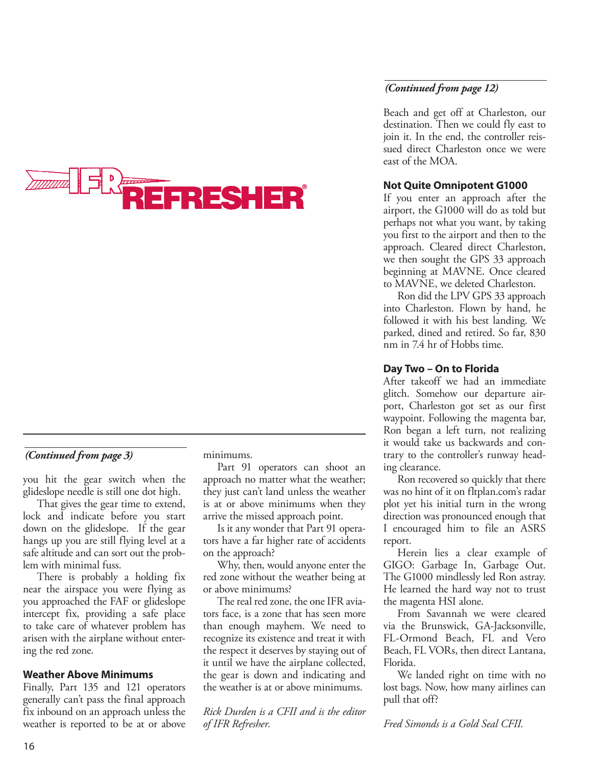IFR REFRESHER®

*(Continued from page 3)*

you hit the gear switch when the glideslope needle is still one dot high.

That gives the gear time to extend, lock and indicate before you start down on the glideslope. If the gear hangs up you are still flying level at a safe altitude and can sort out the problem with minimal fuss.

There is probably a holding fix near the airspace you were flying as you approached the FAF or glideslope intercept fix, providing a safe place to take care of whatever problem has arisen with the airplane without entering the red zone.

### Weather Above Minimums

Finally, Part 135 and 121 operators generally can't pass the final approach fix inbound on an approach unless the weather is reported to be at or above minimums.

Part 91 operators can shoot an approach no matter what the weather; they just can't land unless the weather is at or above minimums when they arrive the missed approach point.

Is it any wonder that Part 91 operators have a far higher rate of accidents on the approach?

Why, then, would anyone enter the red zone without the weather being at or above minimums?

The real red zone, the one IFR aviators face, is a zone that has seen more than enough mayhem. We need to recognize its existence and treat it with the respect it deserves by staying out of it until we have the airplane collected, the gear is down and indicating and the weather is at or above minimums.

*Rick Durden is a CFII and is the editor of IFR Refresher.*

*(Continued from page 12)*

Beach and get off at Charleston, our destination. Then we could fly east to join it. In the end, the controller reissued direct Charleston once we were east of the MOA.

### Not Quite Omnipotent G1000

If you enter an approach after the airport, the G1000 will do as told but perhaps not what you want, by taking you first to the airport and then to the approach. Cleared direct Charleston, we then sought the GPS 33 approach beginning at MAVNE. Once cleared to MAVNE, we deleted Charleston.

Ron did the LPV GPS 33 approach into Charleston. Flown by hand, he followed it with his best landing. We parked, dined and retired. So far, 830 nm in 7.4 hr of Hobbs time.

### Day Two – On to Florida

After takeoff we had an immediate glitch. Somehow our departure airport, Charleston got set as our first waypoint. Following the magenta bar, Ron began a left turn, not realizing it would take us backwards and contrary to the controller's runway heading clearance.

Ron recovered so quickly that there was no hint of it on fltplan.com's radar plot yet his initial turn in the wrong direction was pronounced enough that I encouraged him to file an ASRS report.

Herein lies a clear example of GIGO: Garbage In, Garbage Out. The G1000 mindlessly led Ron astray. He learned the hard way not to trust the magenta HSI alone.

From Savannah we were cleared via the Brunswick, GA-Jacksonville, FL-Ormond Beach, FL and Vero Beach, FL VORs, then direct Lantana, Florida.

We landed right on time with no lost bags. Now, how many airlines can pull that off?

*Fred Simonds is a Gold Seal CFII.*